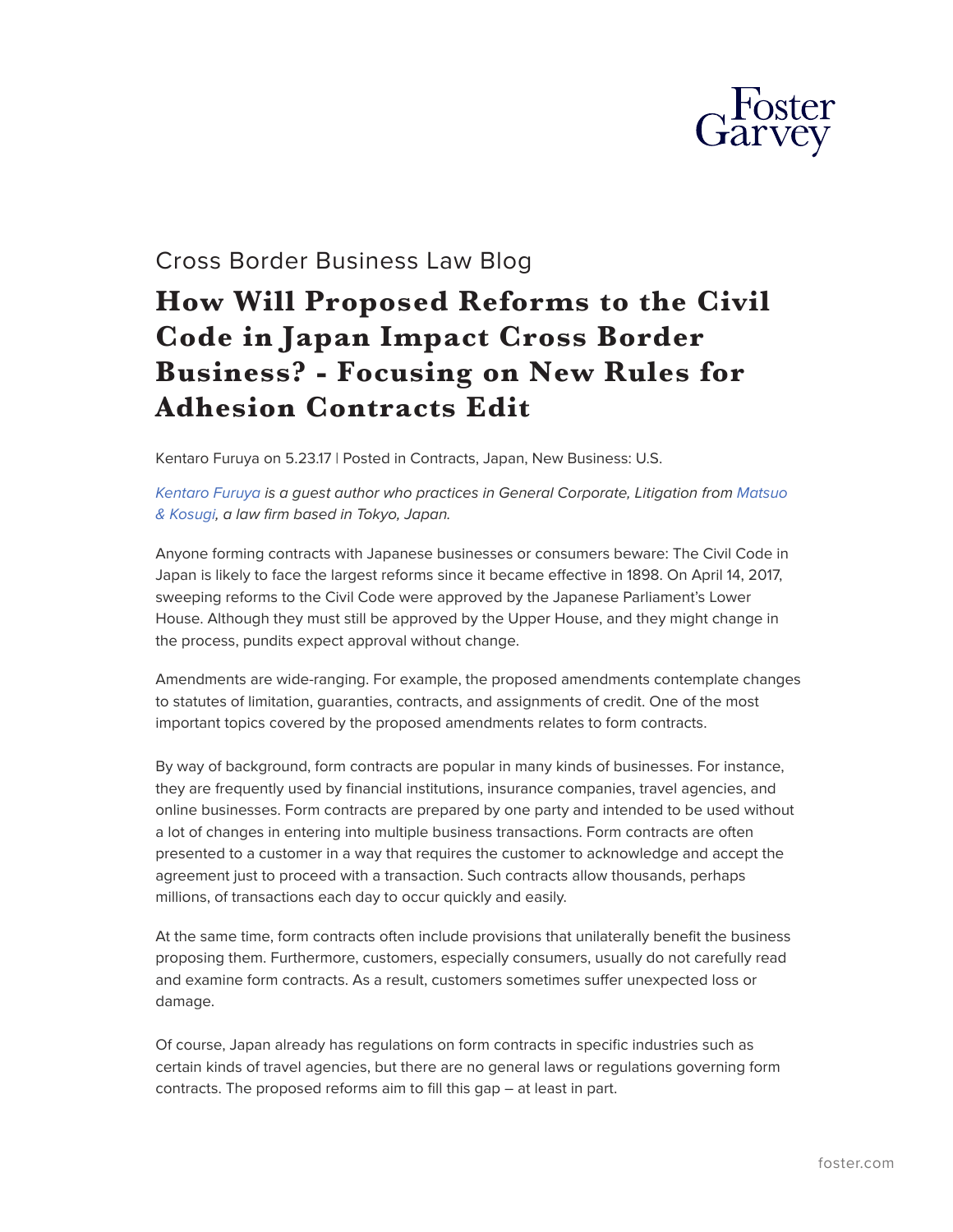Cross Border Business Law Blog

# How Will Proposed Reforms to the Civil Code in Japan Impact Cross Border Business? - Focusing on New Rules for Adhesion Contracts Edit

Kentaro Furuya on 5.23.17 | Posted in Contracts, Japan, New Business: U.S.

*Kentaro Furuya is a guest author who practices in General Corporate, Litigation from Matsuo & Kosugi, a law firm based in Tokyo, Japan.*

Anyone forming contracts with Japanese businesses or consumers beware: The Civil Code in Japan is likely to face the largest reforms since it became effective in 1898. On April 14, 2017, sweeping reforms to the Civil Code were approved by the Japanese Parliament's Lower House. Although they must still be approved by the Upper House, and they might change in the process, pundits expect approval without change.

Amendments are wide-ranging. For example, the proposed amendments contemplate changes to statutes of limitation, guaranties, contracts, and assignments of credit. One of the most important topics covered by the proposed amendments relates to form contracts.

By way of background, form contracts are popular in many kinds of businesses. For instance, they are frequently used by financial institutions, insurance companies, travel agencies, and online businesses. Form contracts are prepared by one party and intended to be used without a lot of changes in entering into multiple business transactions. Form contracts are often presented to a customer in a way that requires the customer to acknowledge and accept the agreement just to proceed with a transaction. Such contracts allow thousands, perhaps millions, of transactions each day to occur quickly and easily.

At the same time, form contracts often include provisions that unilaterally benefit the business proposing them. Furthermore, customers, especially consumers, usually do not carefully read and examine form contracts. As a result, customers sometimes suffer unexpected loss or damage.

Of course, Japan already has regulations on form contracts in specific industries such as certain kinds of travel agencies, but there are no general laws or regulations governing form contracts. The proposed reforms aim to fill this gap – at least in part.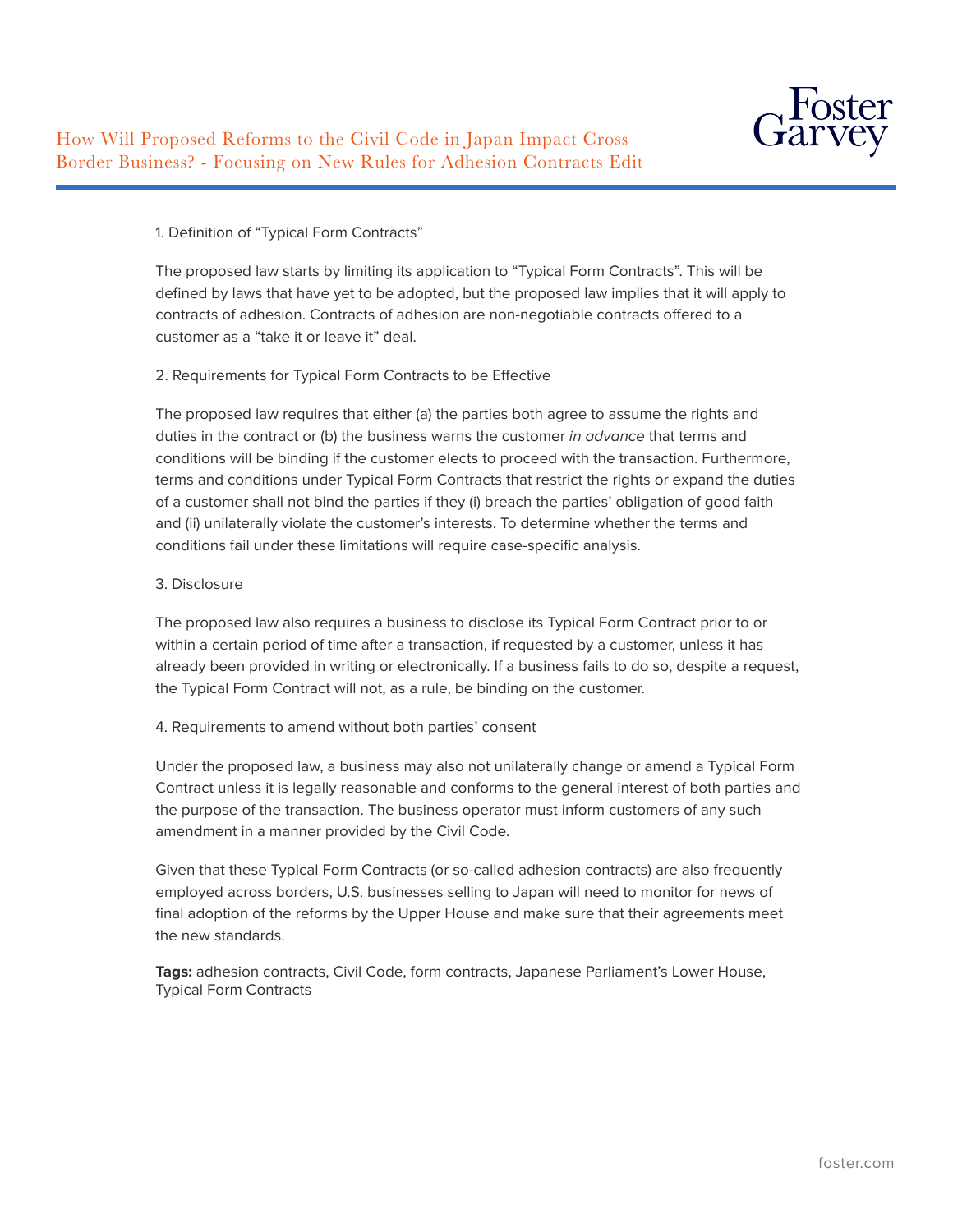1. Definition of “Typical Form Contracts”

The proposed law starts by limiting its application to “Typical Form Contracts”. This will be defined by laws that have yet to be adopted, but the proposed law implies that it will apply to contracts of adhesion. Contracts of adhesion are non-negotiable contracts offered to a customer as a “take it or leave it” deal.

2. Requirements for Typical Form Contracts to be Effective

The proposed law requires that either (a) the parties both agree to assume the rights and duties in the contract or (b) the business warns the customer *in advance* that terms and conditions will be binding if the customer elects to proceed with the transaction. Furthermore, terms and conditions under Typical Form Contracts that restrict the rights or expand the duties of a customer shall not bind the parties if they (i) breach the parties’ obligation of good faith and (ii) unilaterally violate the customer’s interests. To determine whether the terms and conditions fail under these limitations will require case-specific analysis.

3. Disclosure

The proposed law also requires a business to disclose its Typical Form Contract prior to or within a certain period of time after a transaction, if requested by a customer, unless it has already been provided in writing or electronically. If a business fails to do so, despite a request, the Typical Form Contract will not, as a rule, be binding on the customer.

4. Requirements to amend without both parties’ consent

Under the proposed law, a business may also not unilaterally change or amend a Typical Form Contract unless it is legally reasonable and conforms to the general interest of both parties and the purpose of the transaction. The business operator must inform customers of any such amendment in a manner provided by the Civil Code.

Given that these Typical Form Contracts (or so-called adhesion contracts) are also frequently employed across borders, U.S. businesses selling to Japan will need to monitor for news of final adoption of the reforms by the Upper House and make sure that their agreements meet the new standards.

**Tags:** adhesion contracts, Civil Code, form contracts, Japanese Parliament’s Lower House, Typical Form Contracts